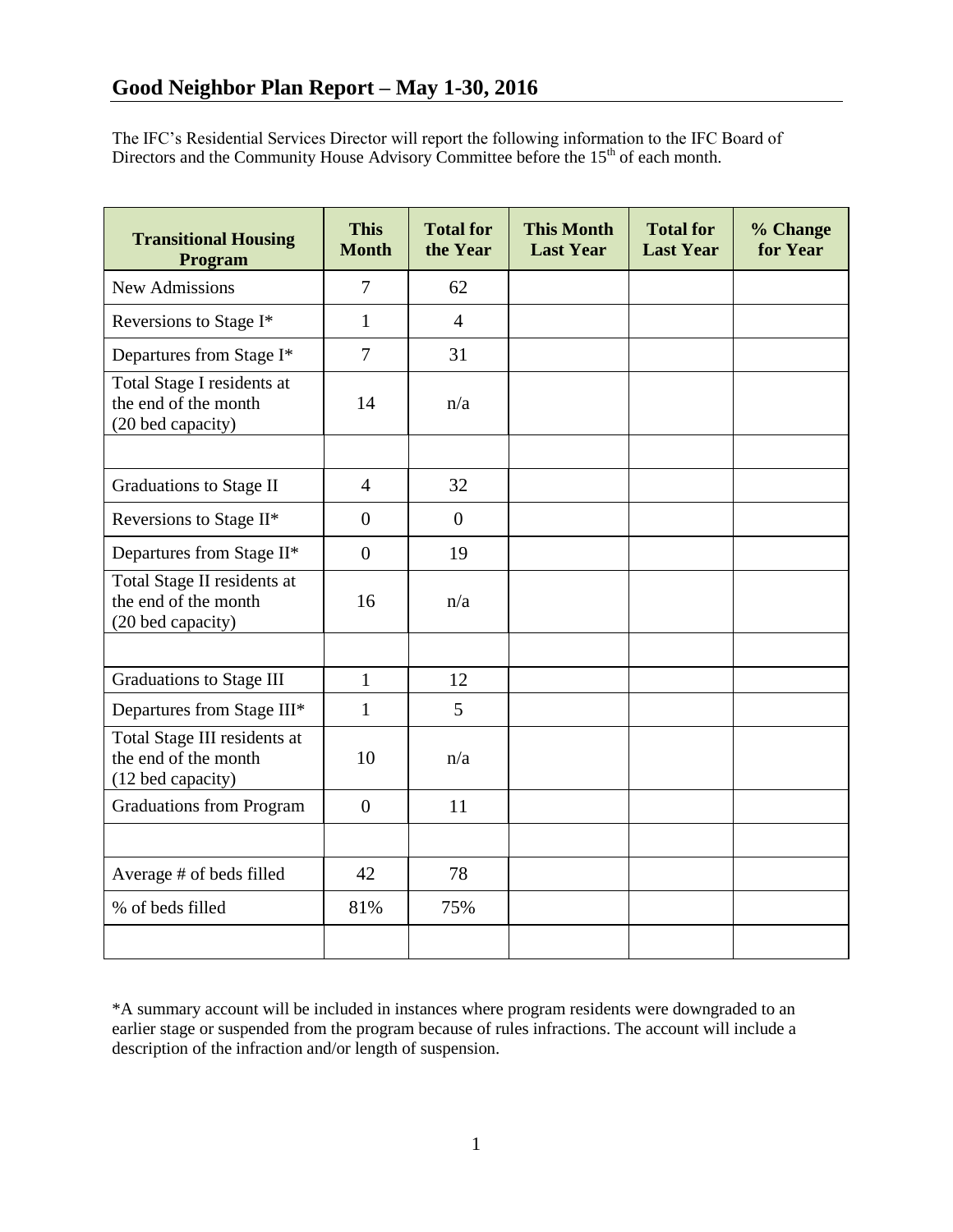## Good Neighbor Plan Report – May 1-30, 2016

The IFC's Residential Services Director will report the following information to the IFC Board of Directors and the Community House Advisory Committee before the 15th of each month.

| Transitional Housing Program | This Month | Total for the Year | This Month Last Year | Total for Last Year | % Change for Year |
|---|---|---|---|---|---|
| New Admissions | 7 | 62 | | | |
| Reversions to Stage I* | 1 | 4 | | | |
| Departures from Stage I* | 7 | 31 | | | |
| Total Stage I residents at the end of the month (20 bed capacity) | 14 | n/a | | | |
| | | | | | |
| Graduations to Stage II | 4 | 32 | | | |
| Reversions to Stage II* | 0 | 0 | | | |
| Departures from Stage II* | 0 | 19 | | | |
| Total Stage II residents at the end of the month (20 bed capacity) | 16 | n/a | | | |
| | | | | | |
| Graduations to Stage III | 1 | 12 | | | |
| Departures from Stage III* | 1 | 5 | | | |
| Total Stage III residents at the end of the month (12 bed capacity) | 10 | n/a | | | |
| Graduations from Program | 0 | 11 | | | |
| | | | | | |
| Average # of beds filled | 42 | 78 | | | |
| % of beds filled | 81% | 75% | | | |
| | | | | | |

*A summary account will be included in instances where program residents were downgraded to an earlier stage or suspended from the program because of rules infractions. The account will include a description of the infraction and/or length of suspension.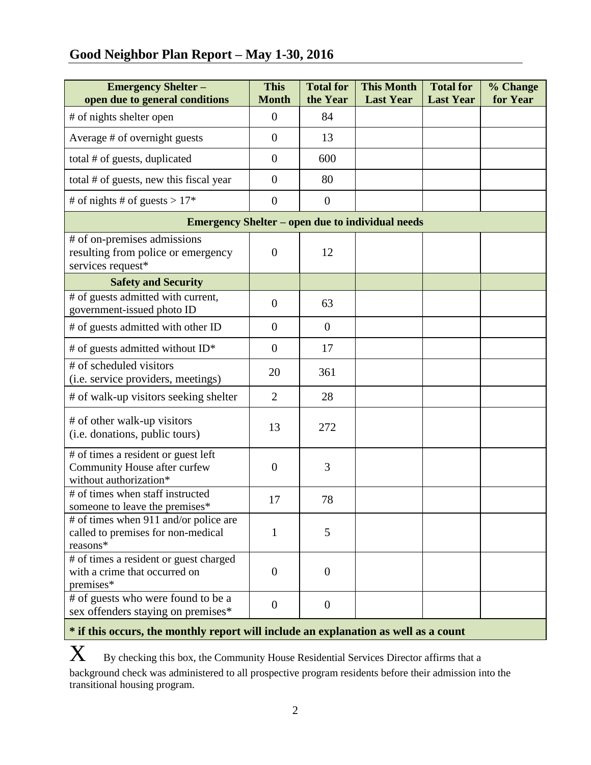## Good Neighbor Plan Report – May 1-30, 2016

| Emergency Shelter – open due to general conditions | This Month | Total for the Year | This Month Last Year | Total for Last Year | % Change for Year |
|---|---|---|---|---|---|
| # of nights shelter open | 0 | 84 | | | |
| Average # of overnight guests | 0 | 13 | | | |
| total # of guests, duplicated | 0 | 600 | | | |
| total # of guests, new this fiscal year | 0 | 80 | | | |
| # of nights # of guests > 17* | 0 | 0 | | | |
| **Emergency Shelter – open due to individual needs** | | | | | |
| # of on-premises admissions resulting from police or emergency services request* | 0 | 12 | | | |
| **Safety and Security** | | | | | |
| # of guests admitted with current, government-issued photo ID | 0 | 63 | | | |
| # of guests admitted with other ID | 0 | 0 | | | |
| # of guests admitted without ID* | 0 | 17 | | | |
| # of scheduled visitors (i.e. service providers, meetings) | 20 | 361 | | | |
| # of walk-up visitors seeking shelter | 2 | 28 | | | |
| # of other walk-up visitors (i.e. donations, public tours) | 13 | 272 | | | |
| # of times a resident or guest left Community House after curfew without authorization* | 0 | 3 | | | |
| # of times when staff instructed someone to leave the premises* | 17 | 78 | | | |
| # of times when 911 and/or police are called to premises for non-medical reasons* | 1 | 5 | | | |
| # of times a resident or guest charged with a crime that occurred on premises* | 0 | 0 | | | |
| # of guests who were found to be a sex offenders staying on premises* | 0 | 0 | | | |

**\* if this occurs, the monthly report will include an explanation as well as a count**

X By checking this box, the Community House Residential Services Director affirms that a background check was administered to all prospective program residents before their admission into the transitional housing program.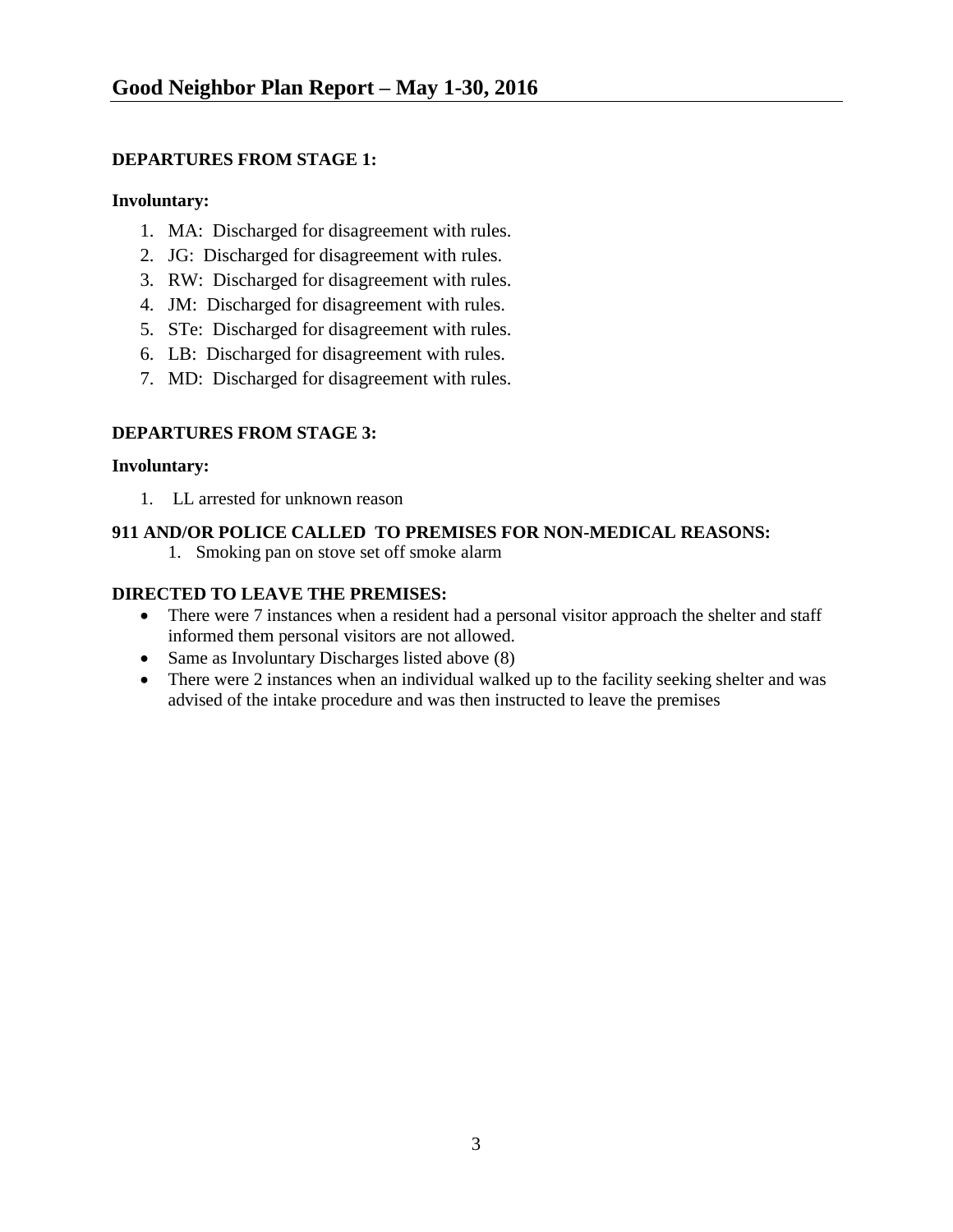## Good Neighbor Plan Report – May 1-30, 2016

**DEPARTURES FROM STAGE 1:**

**Involuntary:**

1. MA: Discharged for disagreement with rules.
2. JG: Discharged for disagreement with rules.
3. RW: Discharged for disagreement with rules.
4. JM: Discharged for disagreement with rules.
5. STe: Discharged for disagreement with rules.
6. LB: Discharged for disagreement with rules.
7. MD: Discharged for disagreement with rules.

**DEPARTURES FROM STAGE 3:**

**Involuntary:**

1. LL arrested for unknown reason

**911 AND/OR POLICE CALLED TO PREMISES FOR NON-MEDICAL REASONS:**

1. Smoking pan on stove set off smoke alarm

**DIRECTED TO LEAVE THE PREMISES:**

- There were 7 instances when a resident had a personal visitor approach the shelter and staff informed them personal visitors are not allowed.
- Same as Involuntary Discharges listed above (8)
- There were 2 instances when an individual walked up to the facility seeking shelter and was advised of the intake procedure and was then instructed to leave the premises